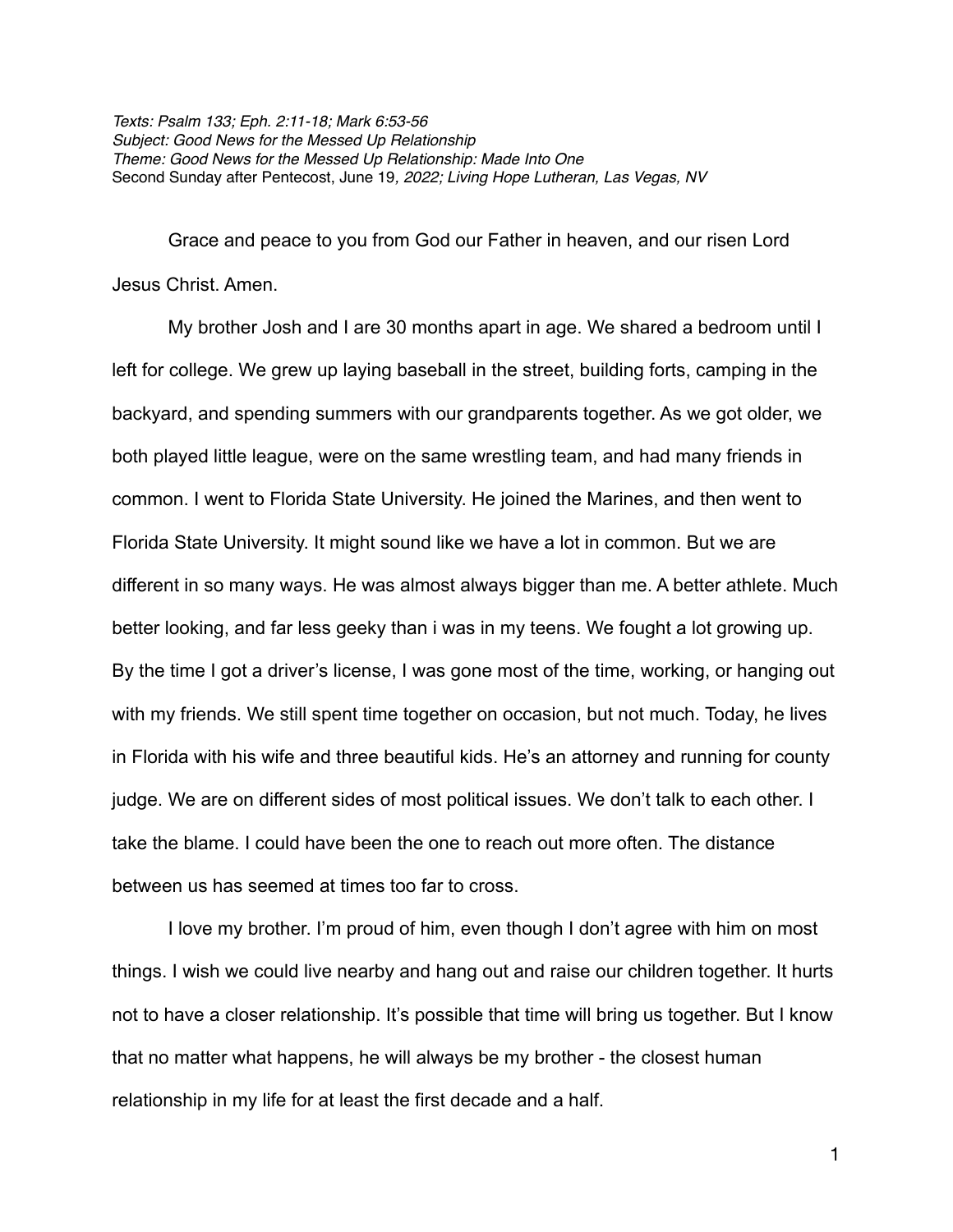*Texts: Psalm 133; Eph. 2:11-18; Mark 6:53-56*
*Subject: Good News for the Messed Up Relationship*
*Theme: Good News for the Messed Up Relationship: Made Into One*
Second Sunday after Pentecost, June 19*, 2022; Living Hope Lutheran, Las Vegas, NV*

Grace and peace to you from God our Father in heaven, and our risen Lord Jesus Christ. Amen.

My brother Josh and I are 30 months apart in age. We shared a bedroom until I left for college. We grew up laying baseball in the street, building forts, camping in the backyard, and spending summers with our grandparents together. As we got older, we both played little league, were on the same wrestling team, and had many friends in common. I went to Florida State University. He joined the Marines, and then went to Florida State University. It might sound like we have a lot in common. But we are different in so many ways. He was almost always bigger than me. A better athlete. Much better looking, and far less geeky than i was in my teens. We fought a lot growing up. By the time I got a driver's license, I was gone most of the time, working, or hanging out with my friends. We still spent time together on occasion, but not much. Today, he lives in Florida with his wife and three beautiful kids. He's an attorney and running for county judge. We are on different sides of most political issues. We don't talk to each other. I take the blame. I could have been the one to reach out more often. The distance between us has seemed at times too far to cross.

I love my brother. I'm proud of him, even though I don't agree with him on most things. I wish we could live nearby and hang out and raise our children together. It hurts not to have a closer relationship. It's possible that time will bring us together. But I know that no matter what happens, he will always be my brother - the closest human relationship in my life for at least the first decade and a half.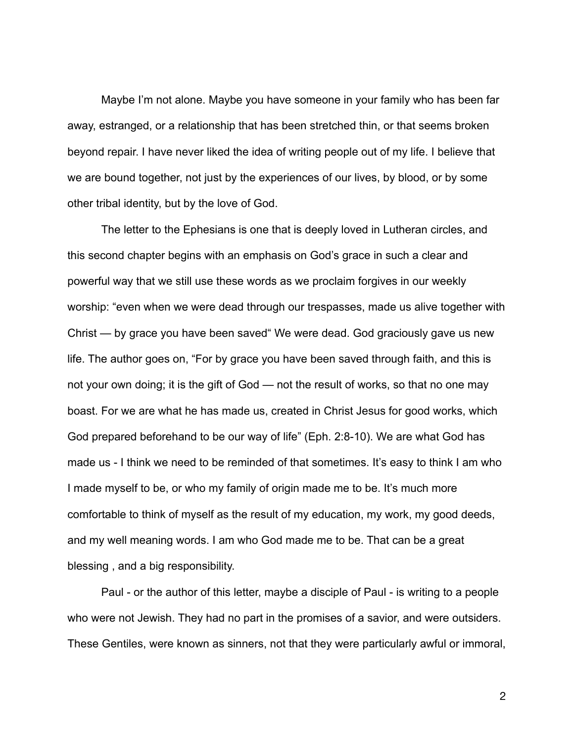Maybe I'm not alone. Maybe you have someone in your family who has been far away, estranged, or a relationship that has been stretched thin, or that seems broken beyond repair. I have never liked the idea of writing people out of my life. I believe that we are bound together, not just by the experiences of our lives, by blood, or by some other tribal identity, but by the love of God.

The letter to the Ephesians is one that is deeply loved in Lutheran circles, and this second chapter begins with an emphasis on God's grace in such a clear and powerful way that we still use these words as we proclaim forgives in our weekly worship: "even when we were dead through our trespasses, made us alive together with Christ — by grace you have been saved" We were dead. God graciously gave us new life. The author goes on, "For by grace you have been saved through faith, and this is not your own doing; it is the gift of God — not the result of works, so that no one may boast. For we are what he has made us, created in Christ Jesus for good works, which God prepared beforehand to be our way of life" (Eph. 2:8-10). We are what God has made us - I think we need to be reminded of that sometimes. It's easy to think I am who I made myself to be, or who my family of origin made me to be. It's much more comfortable to think of myself as the result of my education, my work, my good deeds, and my well meaning words. I am who God made me to be. That can be a great blessing , and a big responsibility.

Paul - or the author of this letter, maybe a disciple of Paul - is writing to a people who were not Jewish. They had no part in the promises of a savior, and were outsiders. These Gentiles, were known as sinners, not that they were particularly awful or immoral,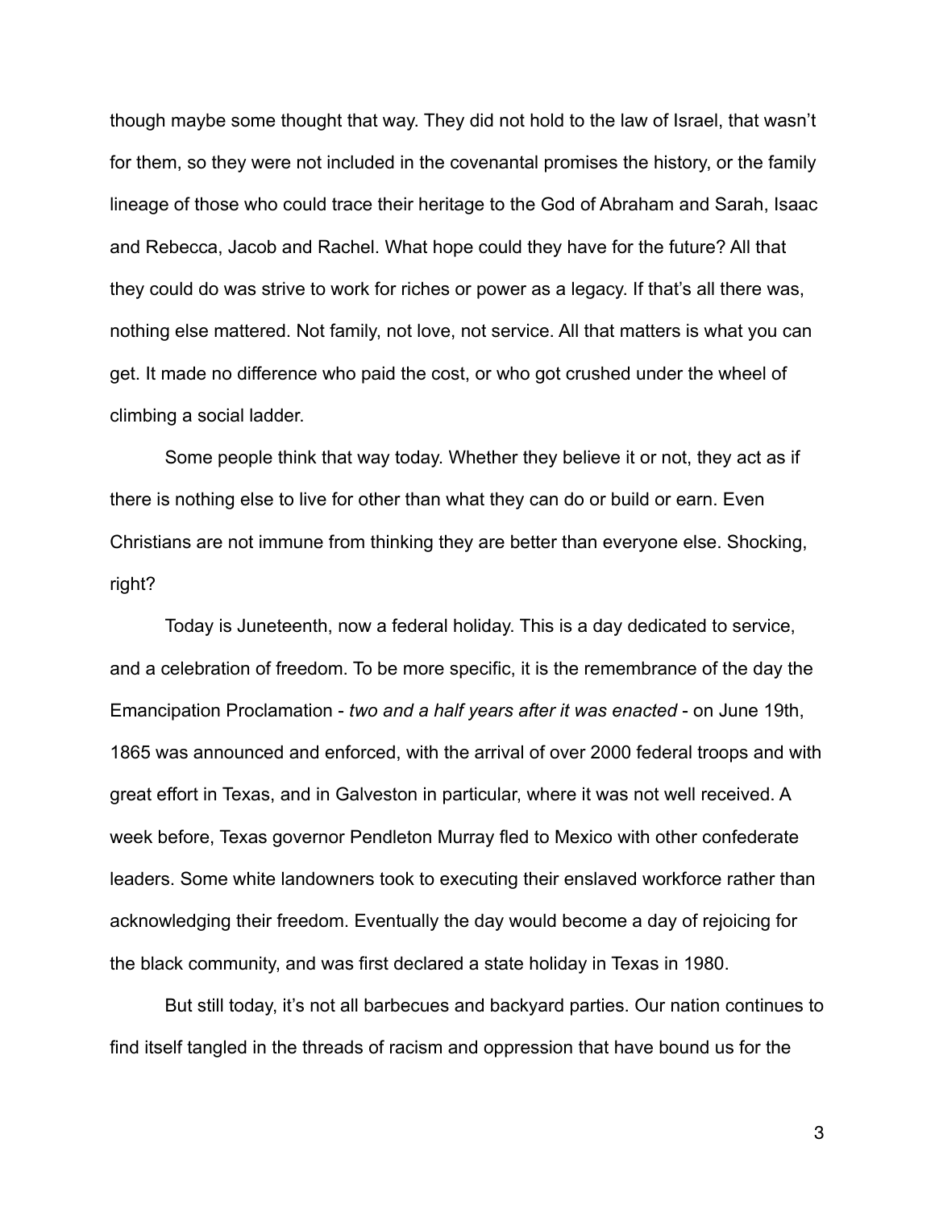though maybe some thought that way. They did not hold to the law of Israel, that wasn't for them, so they were not included in the covenantal promises the history, or the family lineage of those who could trace their heritage to the God of Abraham and Sarah, Isaac and Rebecca, Jacob and Rachel. What hope could they have for the future? All that they could do was strive to work for riches or power as a legacy. If that's all there was, nothing else mattered. Not family, not love, not service. All that matters is what you can get. It made no difference who paid the cost, or who got crushed under the wheel of climbing a social ladder.

Some people think that way today. Whether they believe it or not, they act as if there is nothing else to live for other than what they can do or build or earn. Even Christians are not immune from thinking they are better than everyone else. Shocking, right?

Today is Juneteenth, now a federal holiday. This is a day dedicated to service, and a celebration of freedom. To be more specific, it is the remembrance of the day the Emancipation Proclamation - *two and a half years after it was enacted* - on June 19th, 1865 was announced and enforced, with the arrival of over 2000 federal troops and with great effort in Texas, and in Galveston in particular, where it was not well received. A week before, Texas governor Pendleton Murray fled to Mexico with other confederate leaders. Some white landowners took to executing their enslaved workforce rather than acknowledging their freedom. Eventually the day would become a day of rejoicing for the black community, and was first declared a state holiday in Texas in 1980.

But still today, it's not all barbecues and backyard parties. Our nation continues to find itself tangled in the threads of racism and oppression that have bound us for the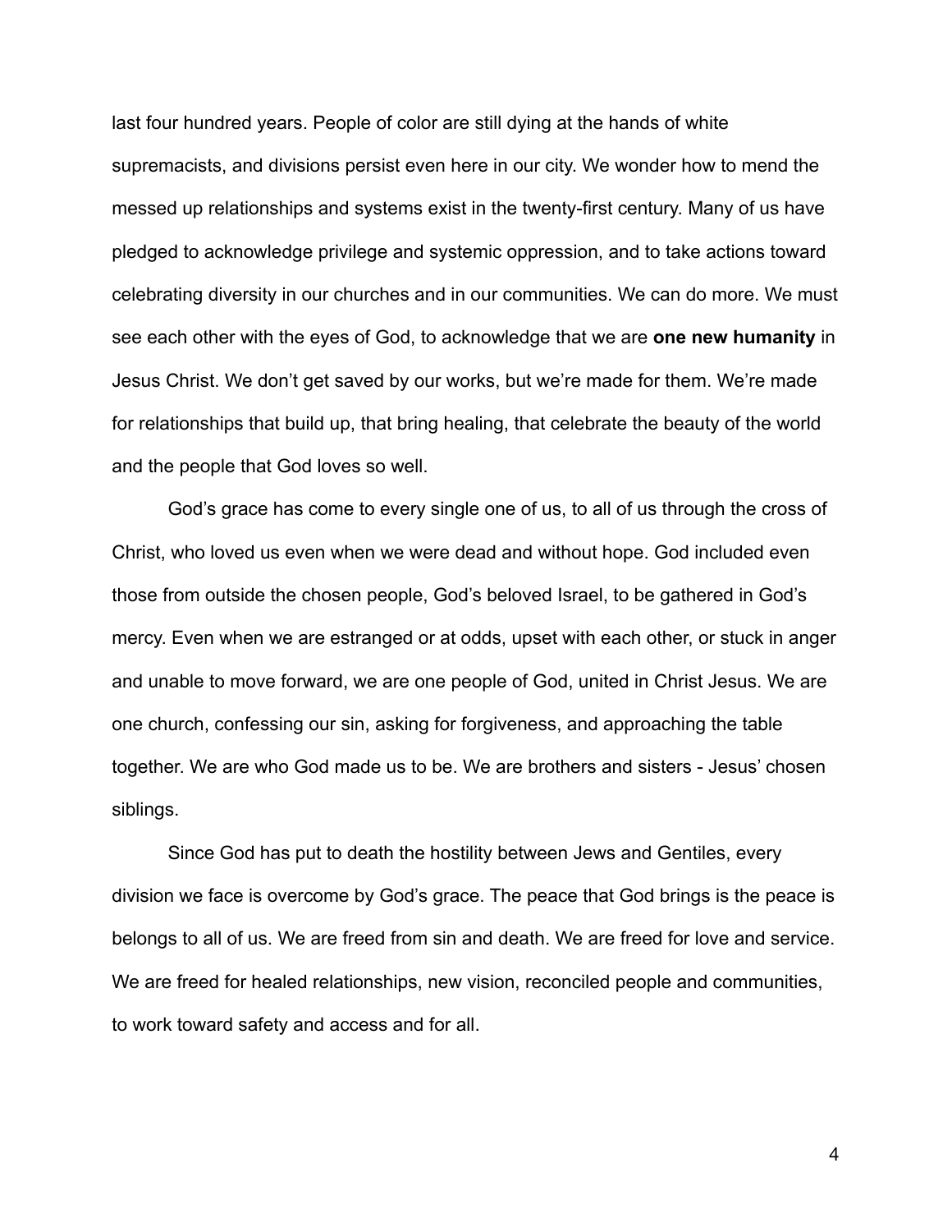last four hundred years. People of color are still dying at the hands of white supremacists, and divisions persist even here in our city. We wonder how to mend the messed up relationships and systems exist in the twenty-first century. Many of us have pledged to acknowledge privilege and systemic oppression, and to take actions toward celebrating diversity in our churches and in our communities. We can do more. We must see each other with the eyes of God, to acknowledge that we are **one new humanity** in Jesus Christ. We don't get saved by our works, but we're made for them. We're made for relationships that build up, that bring healing, that celebrate the beauty of the world and the people that God loves so well.

God's grace has come to every single one of us, to all of us through the cross of Christ, who loved us even when we were dead and without hope. God included even those from outside the chosen people, God's beloved Israel, to be gathered in God's mercy. Even when we are estranged or at odds, upset with each other, or stuck in anger and unable to move forward, we are one people of God, united in Christ Jesus. We are one church, confessing our sin, asking for forgiveness, and approaching the table together. We are who God made us to be. We are brothers and sisters - Jesus' chosen siblings.

Since God has put to death the hostility between Jews and Gentiles, every division we face is overcome by God's grace. The peace that God brings is the peace is belongs to all of us. We are freed from sin and death. We are freed for love and service. We are freed for healed relationships, new vision, reconciled people and communities, to work toward safety and access and for all.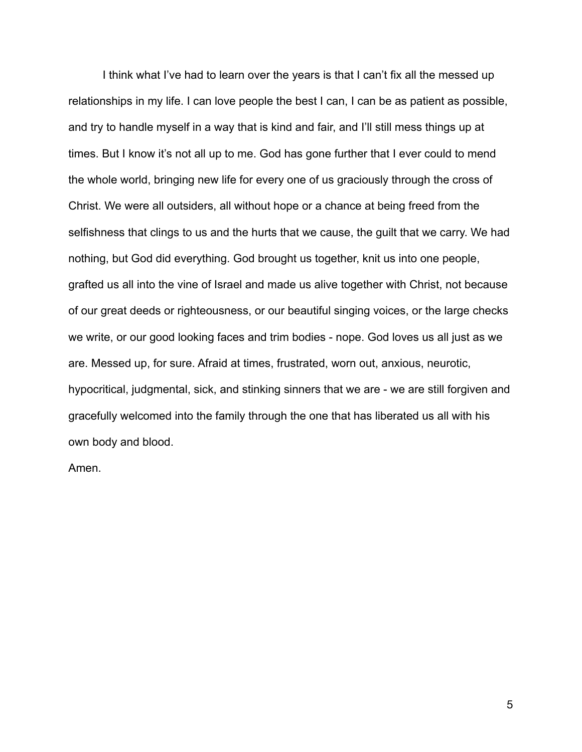I think what I've had to learn over the years is that I can't fix all the messed up relationships in my life. I can love people the best I can, I can be as patient as possible, and try to handle myself in a way that is kind and fair, and I'll still mess things up at times. But I know it's not all up to me. God has gone further that I ever could to mend the whole world, bringing new life for every one of us graciously through the cross of Christ. We were all outsiders, all without hope or a chance at being freed from the selfishness that clings to us and the hurts that we cause, the guilt that we carry. We had nothing, but God did everything. God brought us together, knit us into one people, grafted us all into the vine of Israel and made us alive together with Christ, not because of our great deeds or righteousness, or our beautiful singing voices, or the large checks we write, or our good looking faces and trim bodies - nope. God loves us all just as we are. Messed up, for sure. Afraid at times, frustrated, worn out, anxious, neurotic, hypocritical, judgmental, sick, and stinking sinners that we are - we are still forgiven and gracefully welcomed into the family through the one that has liberated us all with his own body and blood.

Amen.